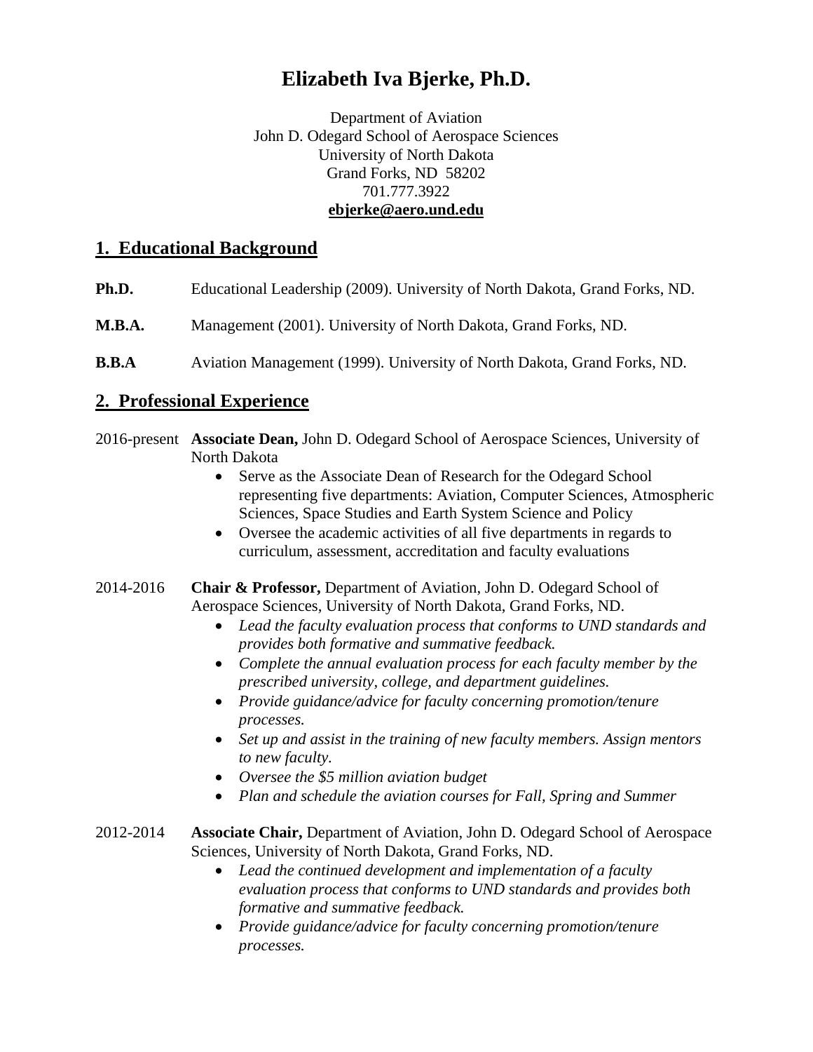# Elizabeth Iva Bjerke, Ph.D.

Department of Aviation
John D. Odegard School of Aerospace Sciences
University of North Dakota
Grand Forks, ND 58202
701.777.3922
**ebjerke@aero.und.edu**

## 1. Educational Background

**Ph.D.** Educational Leadership (2009). University of North Dakota, Grand Forks, ND.

**M.B.A.** Management (2001). University of North Dakota, Grand Forks, ND.

**B.B.A** Aviation Management (1999). University of North Dakota, Grand Forks, ND.

## 2. Professional Experience

2016-present **Associate Dean,** John D. Odegard School of Aerospace Sciences, University of North Dakota

- Serve as the Associate Dean of Research for the Odegard School representing five departments: Aviation, Computer Sciences, Atmospheric Sciences, Space Studies and Earth System Science and Policy
- Oversee the academic activities of all five departments in regards to curriculum, assessment, accreditation and faculty evaluations

2014-2016 **Chair & Professor,** Department of Aviation, John D. Odegard School of Aerospace Sciences, University of North Dakota, Grand Forks, ND.

- *Lead the faculty evaluation process that conforms to UND standards and provides both formative and summative feedback.*
- *Complete the annual evaluation process for each faculty member by the prescribed university, college, and department guidelines.*
- *Provide guidance/advice for faculty concerning promotion/tenure processes.*
- *Set up and assist in the training of new faculty members. Assign mentors to new faculty.*
- *Oversee the $5 million aviation budget*
- *Plan and schedule the aviation courses for Fall, Spring and Summer*

2012-2014 **Associate Chair,** Department of Aviation, John D. Odegard School of Aerospace Sciences, University of North Dakota, Grand Forks, ND.

- *Lead the continued development and implementation of a faculty evaluation process that conforms to UND standards and provides both formative and summative feedback.*
- *Provide guidance/advice for faculty concerning promotion/tenure processes.*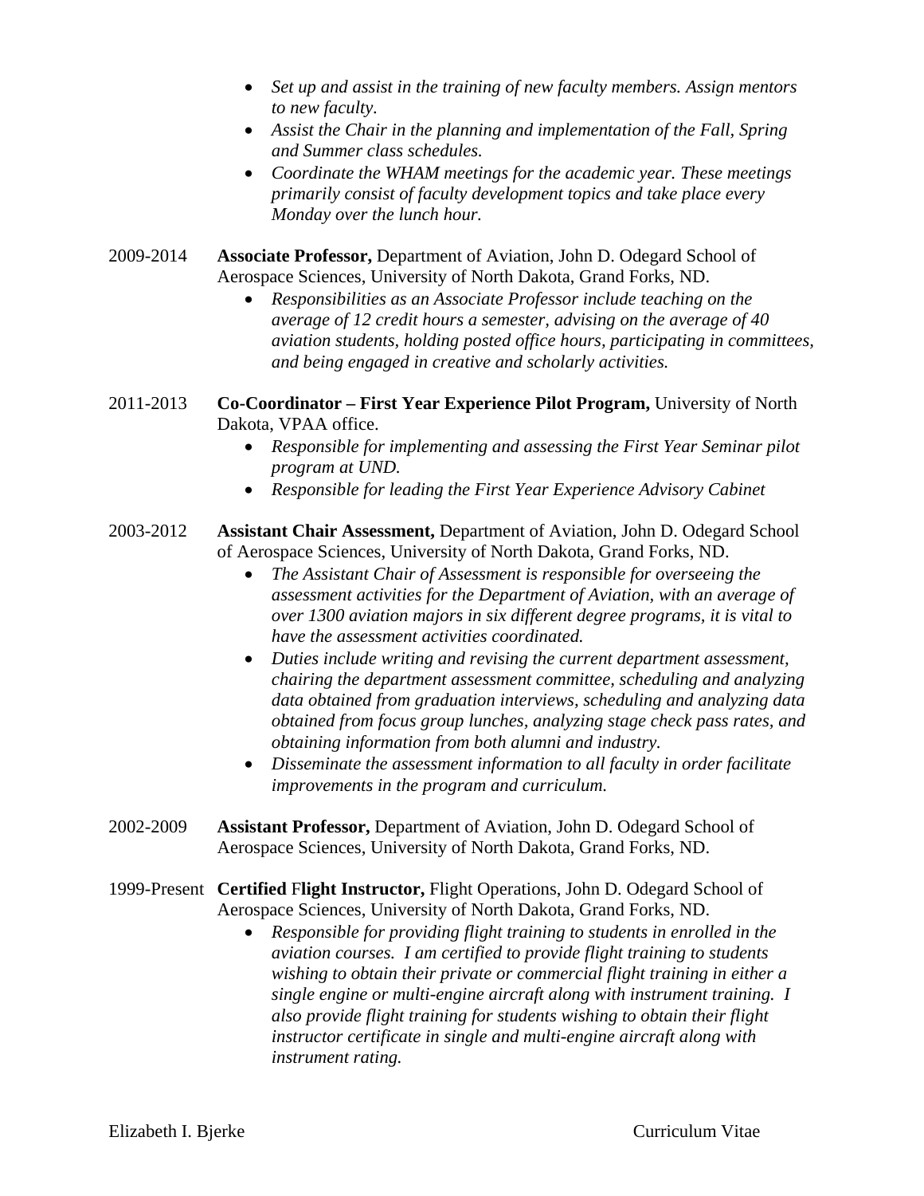- *Set up and assist in the training of new faculty members. Assign mentors to new faculty.*
- *Assist the Chair in the planning and implementation of the Fall, Spring and Summer class schedules.*
- *Coordinate the WHAM meetings for the academic year. These meetings primarily consist of faculty development topics and take place every Monday over the lunch hour.*

2009-2014 **Associate Professor,** Department of Aviation, John D. Odegard School of Aerospace Sciences, University of North Dakota, Grand Forks, ND.

- *Responsibilities as an Associate Professor include teaching on the average of 12 credit hours a semester, advising on the average of 40 aviation students, holding posted office hours, participating in committees, and being engaged in creative and scholarly activities.*

2011-2013 **Co-Coordinator – First Year Experience Pilot Program,** University of North Dakota, VPAA office.

- *Responsible for implementing and assessing the First Year Seminar pilot program at UND.*
- *Responsible for leading the First Year Experience Advisory Cabinet*

2003-2012 **Assistant Chair Assessment,** Department of Aviation, John D. Odegard School of Aerospace Sciences, University of North Dakota, Grand Forks, ND.

- *The Assistant Chair of Assessment is responsible for overseeing the assessment activities for the Department of Aviation, with an average of over 1300 aviation majors in six different degree programs, it is vital to have the assessment activities coordinated.*
- *Duties include writing and revising the current department assessment, chairing the department assessment committee, scheduling and analyzing data obtained from graduation interviews, scheduling and analyzing data obtained from focus group lunches, analyzing stage check pass rates, and obtaining information from both alumni and industry.*
- *Disseminate the assessment information to all faculty in order facilitate improvements in the program and curriculum.*

2002-2009 **Assistant Professor,** Department of Aviation, John D. Odegard School of Aerospace Sciences, University of North Dakota, Grand Forks, ND.

1999-Present **Certified Flight Instructor,** Flight Operations, John D. Odegard School of Aerospace Sciences, University of North Dakota, Grand Forks, ND.

- *Responsible for providing flight training to students in enrolled in the aviation courses. I am certified to provide flight training to students wishing to obtain their private or commercial flight training in either a single engine or multi-engine aircraft along with instrument training. I also provide flight training for students wishing to obtain their flight instructor certificate in single and multi-engine aircraft along with instrument rating.*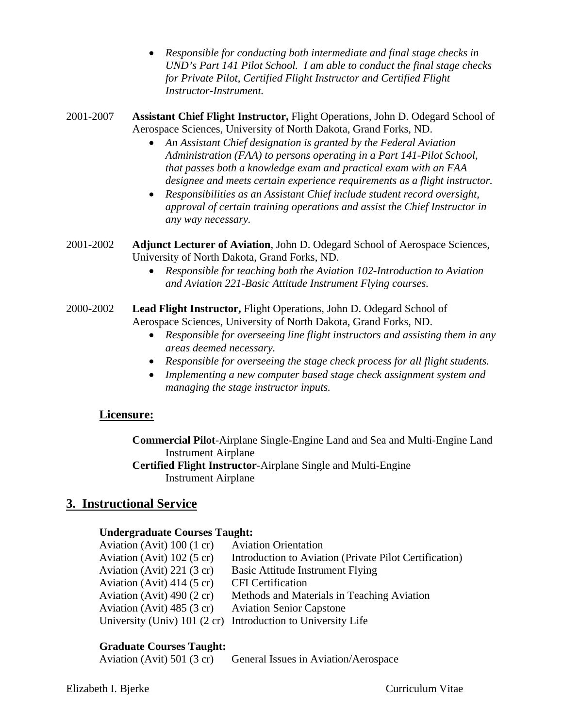- *Responsible for conducting both intermediate and final stage checks in UND's Part 141 Pilot School. I am able to conduct the final stage checks for Private Pilot, Certified Flight Instructor and Certified Flight Instructor-Instrument.*

2001-2007 **Assistant Chief Flight Instructor,** Flight Operations, John D. Odegard School of Aerospace Sciences, University of North Dakota, Grand Forks, ND.

- *An Assistant Chief designation is granted by the Federal Aviation Administration (FAA) to persons operating in a Part 141-Pilot School, that passes both a knowledge exam and practical exam with an FAA designee and meets certain experience requirements as a flight instructor.*
- *Responsibilities as an Assistant Chief include student record oversight, approval of certain training operations and assist the Chief Instructor in any way necessary.*

2001-2002 **Adjunct Lecturer of Aviation**, John D. Odegard School of Aerospace Sciences, University of North Dakota, Grand Forks, ND.

- *Responsible for teaching both the Aviation 102-Introduction to Aviation and Aviation 221-Basic Attitude Instrument Flying courses.*

2000-2002 **Lead Flight Instructor,** Flight Operations, John D. Odegard School of Aerospace Sciences, University of North Dakota, Grand Forks, ND.

- *Responsible for overseeing line flight instructors and assisting them in any areas deemed necessary.*
- *Responsible for overseeing the stage check process for all flight students.*
- *Implementing a new computer based stage check assignment system and managing the stage instructor inputs.*

### Licensure:

**Commercial Pilot**-Airplane Single-Engine Land and Sea and Multi-Engine Land
Instrument Airplane

**Certified Flight Instructor**-Airplane Single and Multi-Engine
Instrument Airplane

## 3. Instructional Service

**Undergraduate Courses Taught:**

| | |
|---|---|
| Aviation (Avit) 100 (1 cr) | Aviation Orientation |
| Aviation (Avit) 102 (5 cr) | Introduction to Aviation (Private Pilot Certification) |
| Aviation (Avit) 221 (3 cr) | Basic Attitude Instrument Flying |
| Aviation (Avit) 414 (5 cr) | CFI Certification |
| Aviation (Avit) 490 (2 cr) | Methods and Materials in Teaching Aviation |
| Aviation (Avit) 485 (3 cr) | Aviation Senior Capstone |
| University (Univ) 101 (2 cr) | Introduction to University Life |

**Graduate Courses Taught:**

| | |
|---|---|
| Aviation (Avit) 501 (3 cr) | General Issues in Aviation/Aerospace |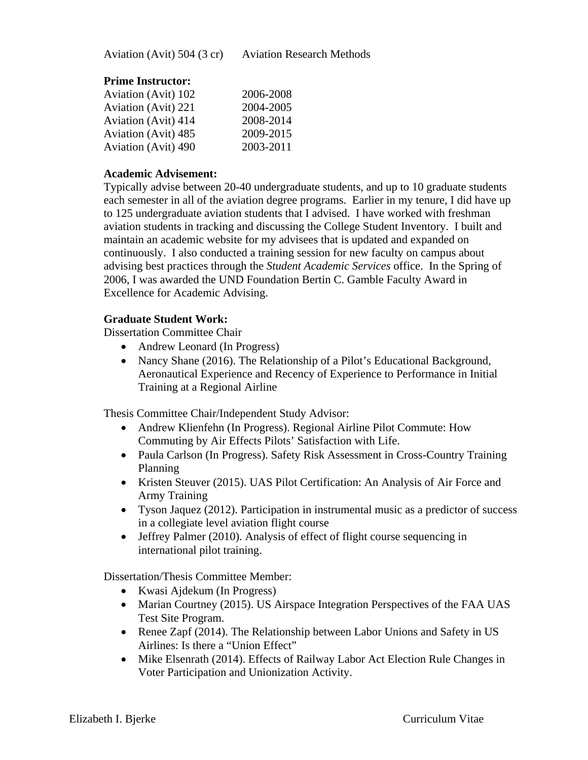Aviation (Avit) 504 (3 cr)    Aviation Research Methods

**Prime Instructor:**

| | |
|---|---|
| Aviation (Avit) 102 | 2006-2008 |
| Aviation (Avit) 221 | 2004-2005 |
| Aviation (Avit) 414 | 2008-2014 |
| Aviation (Avit) 485 | 2009-2015 |
| Aviation (Avit) 490 | 2003-2011 |

**Academic Advisement:**

Typically advise between 20-40 undergraduate students, and up to 10 graduate students each semester in all of the aviation degree programs. Earlier in my tenure, I did have up to 125 undergraduate aviation students that I advised. I have worked with freshman aviation students in tracking and discussing the College Student Inventory. I built and maintain an academic website for my advisees that is updated and expanded on continuously. I also conducted a training session for new faculty on campus about advising best practices through the *Student Academic Services* office. In the Spring of 2006, I was awarded the UND Foundation Bertin C. Gamble Faculty Award in Excellence for Academic Advising.

**Graduate Student Work:**

Dissertation Committee Chair

- Andrew Leonard (In Progress)
- Nancy Shane (2016). The Relationship of a Pilot's Educational Background, Aeronautical Experience and Recency of Experience to Performance in Initial Training at a Regional Airline

Thesis Committee Chair/Independent Study Advisor:

- Andrew Klienfehn (In Progress). Regional Airline Pilot Commute: How Commuting by Air Effects Pilots' Satisfaction with Life.
- Paula Carlson (In Progress). Safety Risk Assessment in Cross-Country Training Planning
- Kristen Steuver (2015). UAS Pilot Certification: An Analysis of Air Force and Army Training
- Tyson Jaquez (2012). Participation in instrumental music as a predictor of success in a collegiate level aviation flight course
- Jeffrey Palmer (2010). Analysis of effect of flight course sequencing in international pilot training.

Dissertation/Thesis Committee Member:

- Kwasi Ajdekum (In Progress)
- Marian Courtney (2015). US Airspace Integration Perspectives of the FAA UAS Test Site Program.
- Renee Zapf (2014). The Relationship between Labor Unions and Safety in US Airlines: Is there a "Union Effect"
- Mike Elsenrath (2014). Effects of Railway Labor Act Election Rule Changes in Voter Participation and Unionization Activity.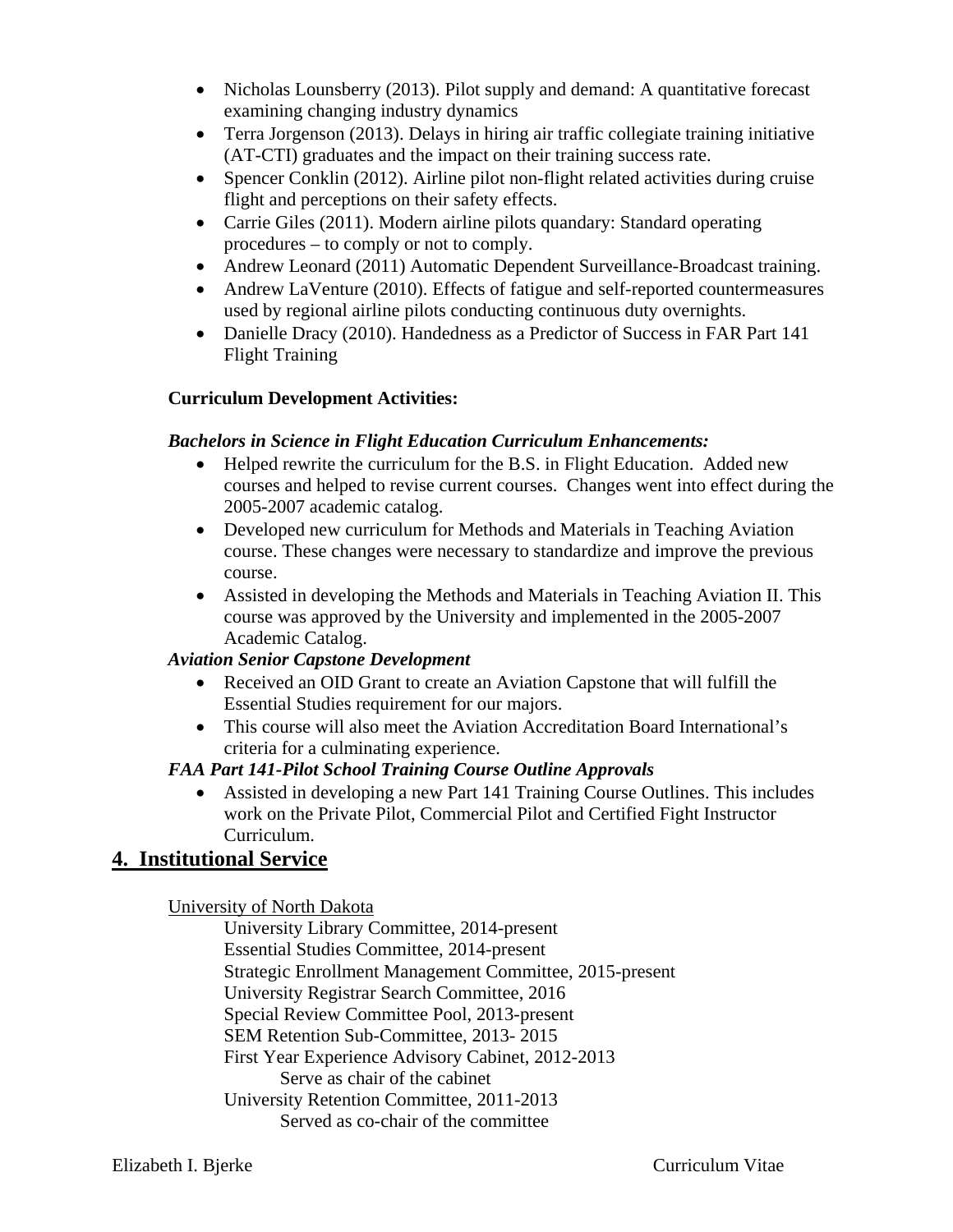- Nicholas Lounsberry (2013). Pilot supply and demand: A quantitative forecast examining changing industry dynamics
- Terra Jorgenson (2013). Delays in hiring air traffic collegiate training initiative (AT-CTI) graduates and the impact on their training success rate.
- Spencer Conklin (2012). Airline pilot non-flight related activities during cruise flight and perceptions on their safety effects.
- Carrie Giles (2011). Modern airline pilots quandary: Standard operating procedures – to comply or not to comply.
- Andrew Leonard (2011) Automatic Dependent Surveillance-Broadcast training.
- Andrew LaVenture (2010). Effects of fatigue and self-reported countermeasures used by regional airline pilots conducting continuous duty overnights.
- Danielle Dracy (2010). Handedness as a Predictor of Success in FAR Part 141 Flight Training

**Curriculum Development Activities:**

***Bachelors in Science in Flight Education Curriculum Enhancements:***

- Helped rewrite the curriculum for the B.S. in Flight Education. Added new courses and helped to revise current courses. Changes went into effect during the 2005-2007 academic catalog.
- Developed new curriculum for Methods and Materials in Teaching Aviation course. These changes were necessary to standardize and improve the previous course.
- Assisted in developing the Methods and Materials in Teaching Aviation II. This course was approved by the University and implemented in the 2005-2007 Academic Catalog.

***Aviation Senior Capstone Development***

- Received an OID Grant to create an Aviation Capstone that will fulfill the Essential Studies requirement for our majors.
- This course will also meet the Aviation Accreditation Board International's criteria for a culminating experience.

***FAA Part 141-Pilot School Training Course Outline Approvals***

- Assisted in developing a new Part 141 Training Course Outlines. This includes work on the Private Pilot, Commercial Pilot and Certified Fight Instructor Curriculum.

## 4. Institutional Service

University of North Dakota

University Library Committee, 2014-present
Essential Studies Committee, 2014-present
Strategic Enrollment Management Committee, 2015-present
University Registrar Search Committee, 2016
Special Review Committee Pool, 2013-present
SEM Retention Sub-Committee, 2013- 2015
First Year Experience Advisory Cabinet, 2012-2013
Serve as chair of the cabinet
University Retention Committee, 2011-2013
Served as co-chair of the committee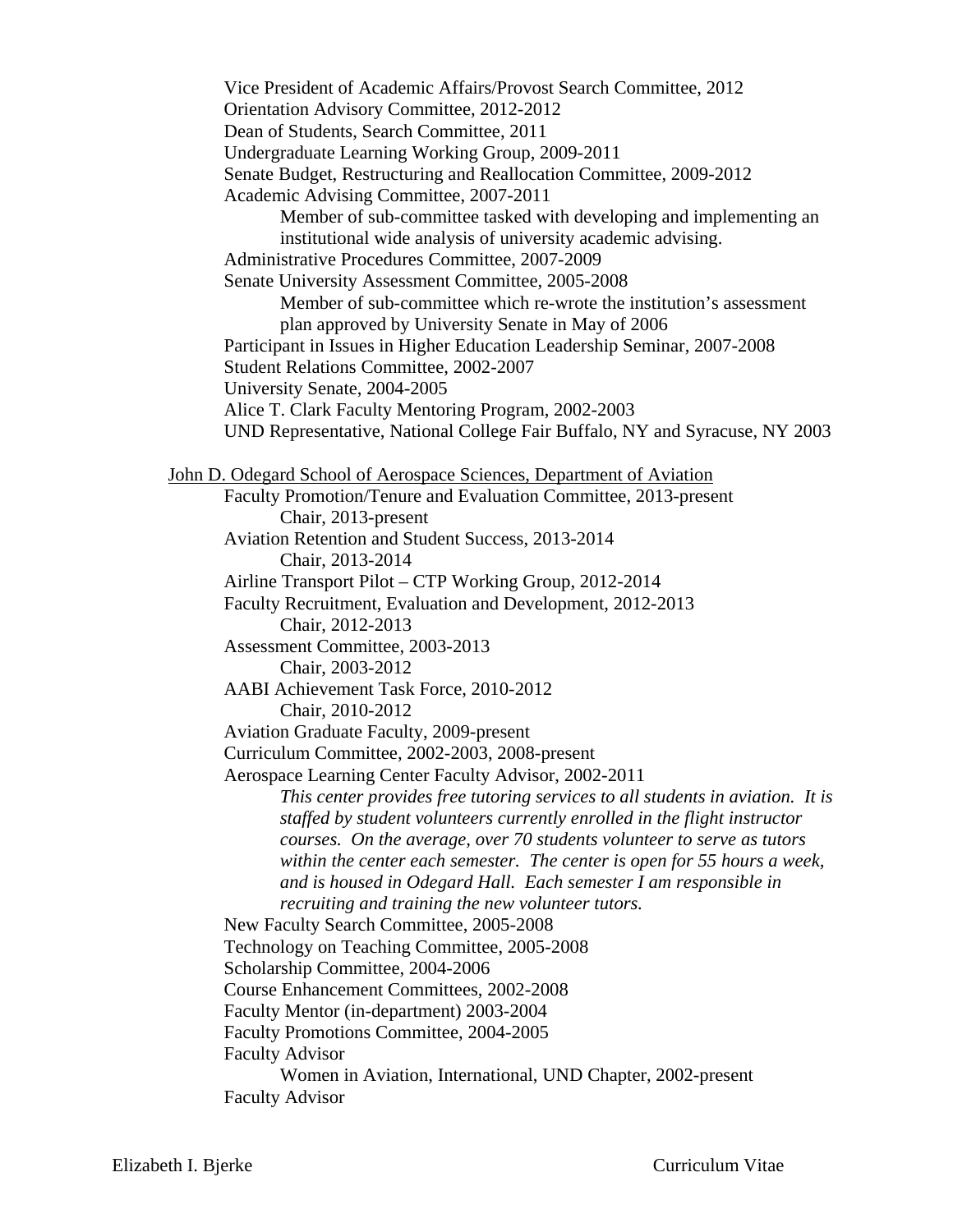- Vice President of Academic Affairs/Provost Search Committee, 2012
- Orientation Advisory Committee, 2012-2012
- Dean of Students, Search Committee, 2011
- Undergraduate Learning Working Group, 2009-2011
- Senate Budget, Restructuring and Reallocation Committee, 2009-2012
- Academic Advising Committee, 2007-2011
    - Member of sub-committee tasked with developing and implementing an institutional wide analysis of university academic advising.
- Administrative Procedures Committee, 2007-2009
- Senate University Assessment Committee, 2005-2008
    - Member of sub-committee which re-wrote the institution's assessment plan approved by University Senate in May of 2006
- Participant in Issues in Higher Education Leadership Seminar, 2007-2008
- Student Relations Committee, 2002-2007
- University Senate, 2004-2005
- Alice T. Clark Faculty Mentoring Program, 2002-2003
- UND Representative, National College Fair Buffalo, NY and Syracuse, NY 2003

<u>John D. Odegard School of Aerospace Sciences, Department of Aviation</u>

- Faculty Promotion/Tenure and Evaluation Committee, 2013-present
    - Chair, 2013-present
- Aviation Retention and Student Success, 2013-2014
    - Chair, 2013-2014
- Airline Transport Pilot – CTP Working Group, 2012-2014
- Faculty Recruitment, Evaluation and Development, 2012-2013
    - Chair, 2012-2013
- Assessment Committee, 2003-2013
    - Chair, 2003-2012
- AABI Achievement Task Force, 2010-2012
    - Chair, 2010-2012
- Aviation Graduate Faculty, 2009-present
- Curriculum Committee, 2002-2003, 2008-present
- Aerospace Learning Center Faculty Advisor, 2002-2011
    - *This center provides free tutoring services to all students in aviation. It is staffed by student volunteers currently enrolled in the flight instructor courses. On the average, over 70 students volunteer to serve as tutors within the center each semester. The center is open for 55 hours a week, and is housed in Odegard Hall. Each semester I am responsible in recruiting and training the new volunteer tutors.*
- New Faculty Search Committee, 2005-2008
- Technology on Teaching Committee, 2005-2008
- Scholarship Committee, 2004-2006
- Course Enhancement Committees, 2002-2008
- Faculty Mentor (in-department) 2003-2004
- Faculty Promotions Committee, 2004-2005
- Faculty Advisor
    - Women in Aviation, International, UND Chapter, 2002-present
- Faculty Advisor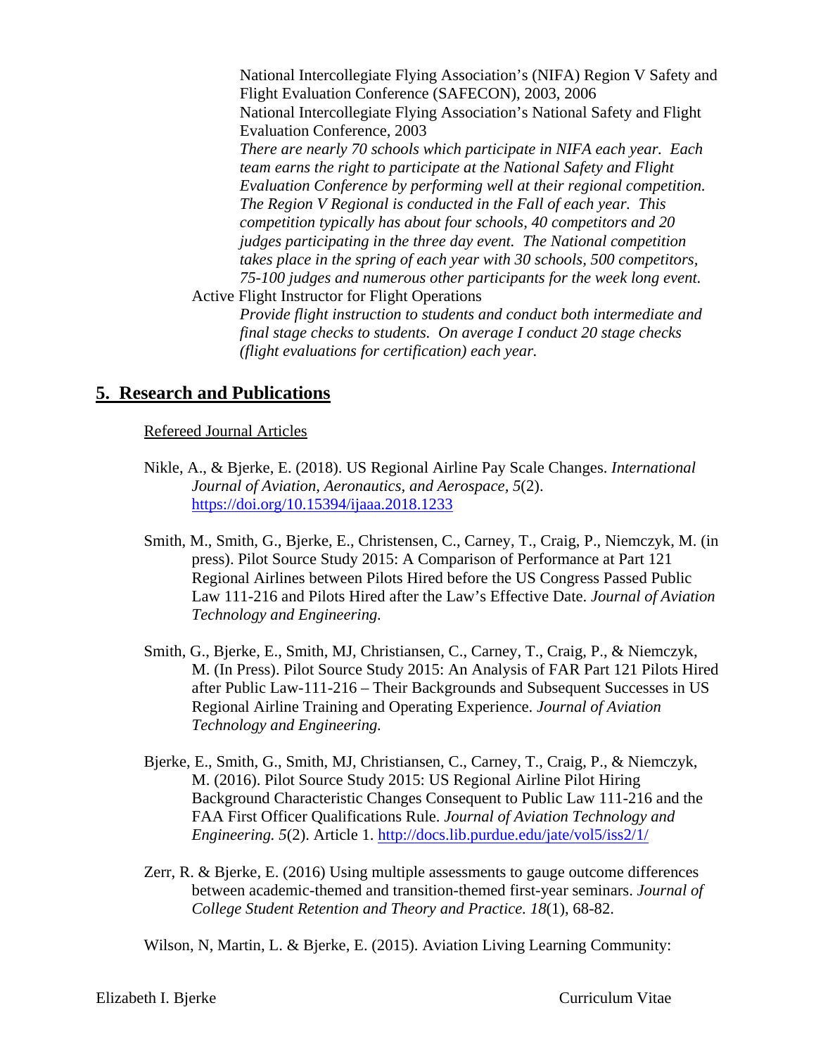National Intercollegiate Flying Association's (NIFA) Region V Safety and Flight Evaluation Conference (SAFECON), 2003, 2006

National Intercollegiate Flying Association's National Safety and Flight Evaluation Conference, 2003

*There are nearly 70 schools which participate in NIFA each year. Each team earns the right to participate at the National Safety and Flight Evaluation Conference by performing well at their regional competition. The Region V Regional is conducted in the Fall of each year. This competition typically has about four schools, 40 competitors and 20 judges participating in the three day event. The National competition takes place in the spring of each year with 30 schools, 500 competitors, 75-100 judges and numerous other participants for the week long event.*

Active Flight Instructor for Flight Operations

*Provide flight instruction to students and conduct both intermediate and final stage checks to students. On average I conduct 20 stage checks (flight evaluations for certification) each year.*

## 5. Research and Publications

Refereed Journal Articles

Nikle, A., & Bjerke, E. (2018). US Regional Airline Pay Scale Changes. *International Journal of Aviation, Aeronautics, and Aerospace*, *5*(2). https://doi.org/10.15394/ijaaa.2018.1233

Smith, M., Smith, G., Bjerke, E., Christensen, C., Carney, T., Craig, P., Niemczyk, M. (in press). Pilot Source Study 2015: A Comparison of Performance at Part 121 Regional Airlines between Pilots Hired before the US Congress Passed Public Law 111-216 and Pilots Hired after the Law's Effective Date. *Journal of Aviation Technology and Engineering.*

Smith, G., Bjerke, E., Smith, MJ, Christiansen, C., Carney, T., Craig, P., & Niemczyk, M. (In Press). Pilot Source Study 2015: An Analysis of FAR Part 121 Pilots Hired after Public Law-111-216 – Their Backgrounds and Subsequent Successes in US Regional Airline Training and Operating Experience. *Journal of Aviation Technology and Engineering.*

Bjerke, E., Smith, G., Smith, MJ, Christiansen, C., Carney, T., Craig, P., & Niemczyk, M. (2016). Pilot Source Study 2015: US Regional Airline Pilot Hiring Background Characteristic Changes Consequent to Public Law 111-216 and the FAA First Officer Qualifications Rule. *Journal of Aviation Technology and Engineering. 5*(2). Article 1. http://docs.lib.purdue.edu/jate/vol5/iss2/1/

Zerr, R. & Bjerke, E. (2016) Using multiple assessments to gauge outcome differences between academic-themed and transition-themed first-year seminars. *Journal of College Student Retention and Theory and Practice. 18*(1), 68-82.

Wilson, N, Martin, L. & Bjerke, E. (2015). Aviation Living Learning Community: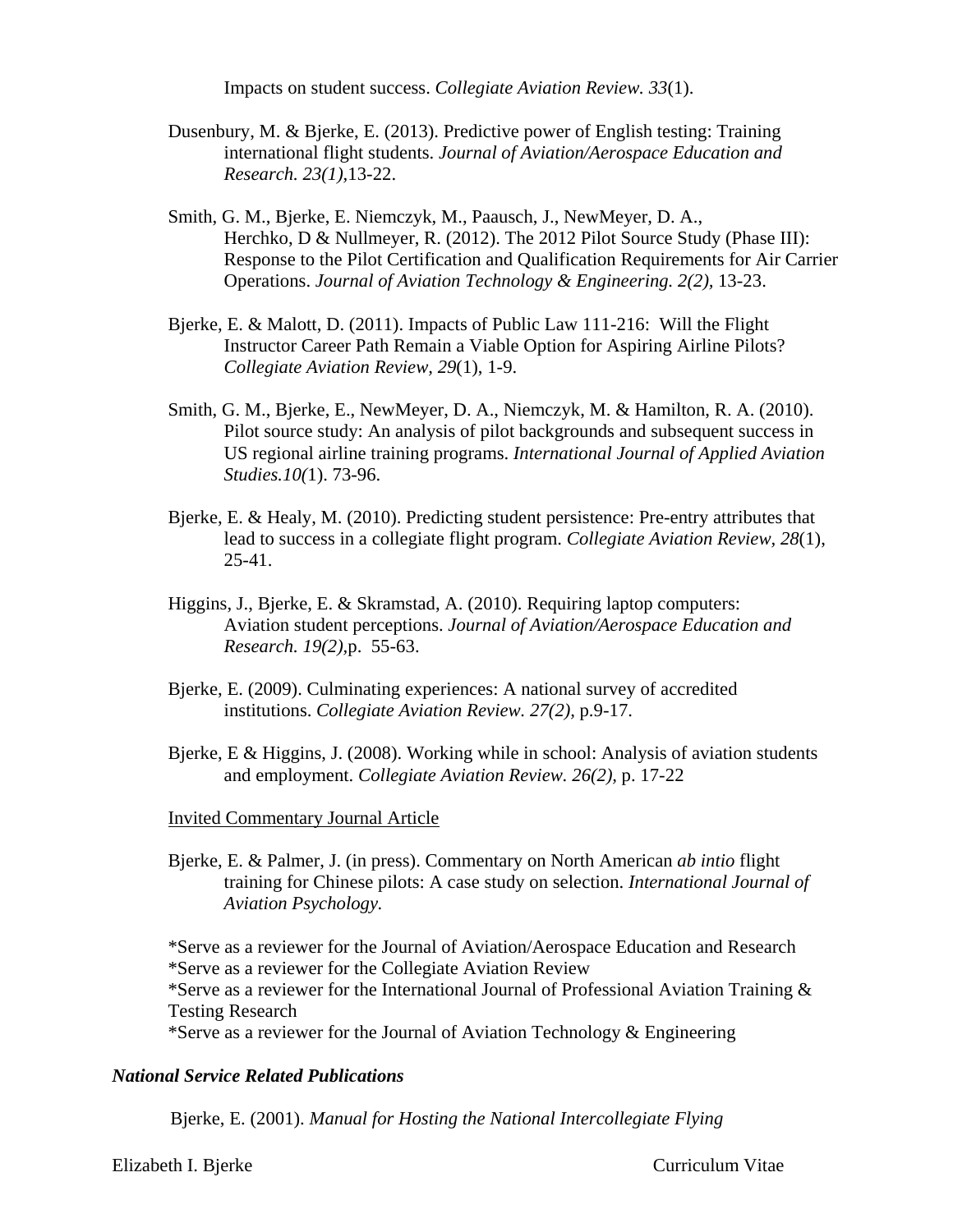Impacts on student success. *Collegiate Aviation Review. 33*(1).

Dusenbury, M. & Bjerke, E. (2013). Predictive power of English testing: Training international flight students. *Journal of Aviation/Aerospace Education and Research. 23(1),*13-22.

Smith, G. M., Bjerke, E. Niemczyk, M., Paausch, J., NewMeyer, D. A., Herchko, D & Nullmeyer, R. (2012). The 2012 Pilot Source Study (Phase III): Response to the Pilot Certification and Qualification Requirements for Air Carrier Operations. *Journal of Aviation Technology & Engineering. 2(2),* 13-23.

Bjerke, E. & Malott, D. (2011). Impacts of Public Law 111-216: Will the Flight Instructor Career Path Remain a Viable Option for Aspiring Airline Pilots? *Collegiate Aviation Review, 29*(1), 1-9.

Smith, G. M., Bjerke, E., NewMeyer, D. A., Niemczyk, M. & Hamilton, R. A. (2010). Pilot source study: An analysis of pilot backgrounds and subsequent success in US regional airline training programs. *International Journal of Applied Aviation Studies.10(*1). 73-96.

Bjerke, E. & Healy, M. (2010). Predicting student persistence: Pre-entry attributes that lead to success in a collegiate flight program. *Collegiate Aviation Review, 28*(1), 25-41.

Higgins, J., Bjerke, E. & Skramstad, A. (2010). Requiring laptop computers: Aviation student perceptions. *Journal of Aviation/Aerospace Education and Research. 19(2),*p. 55-63.

Bjerke, E. (2009). Culminating experiences: A national survey of accredited institutions. *Collegiate Aviation Review. 27(2),* p.9-17.

Bjerke, E & Higgins, J. (2008). Working while in school: Analysis of aviation students and employment. *Collegiate Aviation Review. 26(2),* p. 17-22

<u>Invited Commentary Journal Article</u>

Bjerke, E. & Palmer, J. (in press). Commentary on North American *ab intio* flight training for Chinese pilots: A case study on selection. *International Journal of Aviation Psychology.*

*Serve as a reviewer for the Journal of Aviation/Aerospace Education and Research
*Serve as a reviewer for the Collegiate Aviation Review
*Serve as a reviewer for the International Journal of Professional Aviation Training & Testing Research
*Serve as a reviewer for the Journal of Aviation Technology & Engineering

***National Service Related Publications***

Bjerke, E. (2001). *Manual for Hosting the National Intercollegiate Flying*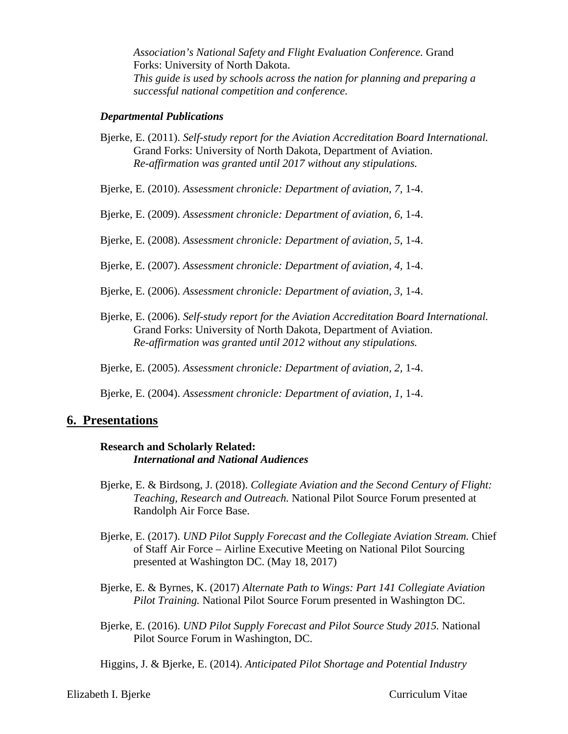*Association's National Safety and Flight Evaluation Conference.* Grand Forks: University of North Dakota.
*This guide is used by schools across the nation for planning and preparing a successful national competition and conference.*

***Departmental Publications***

Bjerke, E. (2011). *Self-study report for the Aviation Accreditation Board International.* Grand Forks: University of North Dakota, Department of Aviation.
*Re-affirmation was granted until 2017 without any stipulations.*

Bjerke, E. (2010). *Assessment chronicle: Department of aviation, 7,* 1-4.

Bjerke, E. (2009). *Assessment chronicle: Department of aviation, 6,* 1-4.

Bjerke, E. (2008). *Assessment chronicle: Department of aviation, 5,* 1-4.

Bjerke, E. (2007). *Assessment chronicle: Department of aviation, 4,* 1-4.

Bjerke, E. (2006). *Assessment chronicle: Department of aviation, 3,* 1-4.

Bjerke, E. (2006). *Self-study report for the Aviation Accreditation Board International.* Grand Forks: University of North Dakota, Department of Aviation.
*Re-affirmation was granted until 2012 without any stipulations.*

Bjerke, E. (2005). *Assessment chronicle: Department of aviation, 2,* 1-4.

Bjerke, E. (2004). *Assessment chronicle: Department of aviation, 1,* 1-4.

## 6. Presentations

**Research and Scholarly Related:**
***International and National Audiences***

Bjerke, E. & Birdsong, J. (2018). *Collegiate Aviation and the Second Century of Flight: Teaching, Research and Outreach.* National Pilot Source Forum presented at Randolph Air Force Base.

Bjerke, E. (2017). *UND Pilot Supply Forecast and the Collegiate Aviation Stream.* Chief of Staff Air Force – Airline Executive Meeting on National Pilot Sourcing presented at Washington DC. (May 18, 2017)

Bjerke, E. & Byrnes, K. (2017) *Alternate Path to Wings: Part 141 Collegiate Aviation Pilot Training.* National Pilot Source Forum presented in Washington DC.

Bjerke, E. (2016). *UND Pilot Supply Forecast and Pilot Source Study 2015.* National Pilot Source Forum in Washington, DC.

Higgins, J. & Bjerke, E. (2014). *Anticipated Pilot Shortage and Potential Industry*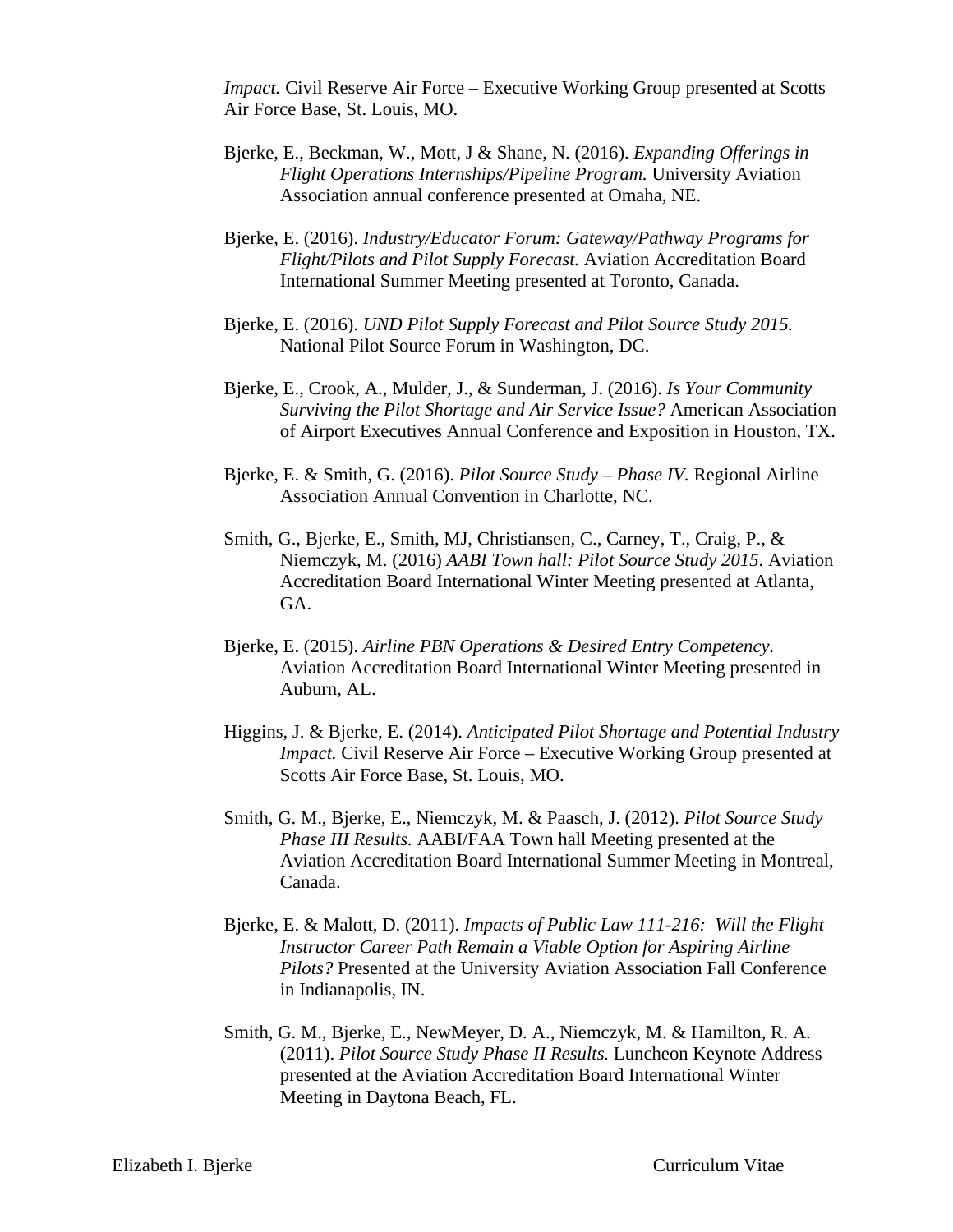*Impact.* Civil Reserve Air Force – Executive Working Group presented at Scotts Air Force Base, St. Louis, MO.

Bjerke, E., Beckman, W., Mott, J & Shane, N. (2016). *Expanding Offerings in Flight Operations Internships/Pipeline Program.* University Aviation Association annual conference presented at Omaha, NE.

Bjerke, E. (2016). *Industry/Educator Forum: Gateway/Pathway Programs for Flight/Pilots and Pilot Supply Forecast.* Aviation Accreditation Board International Summer Meeting presented at Toronto, Canada.

Bjerke, E. (2016). *UND Pilot Supply Forecast and Pilot Source Study 2015.* National Pilot Source Forum in Washington, DC.

Bjerke, E., Crook, A., Mulder, J., & Sunderman, J. (2016). *Is Your Community Surviving the Pilot Shortage and Air Service Issue?* American Association of Airport Executives Annual Conference and Exposition in Houston, TX.

Bjerke, E. & Smith, G. (2016). *Pilot Source Study – Phase IV.* Regional Airline Association Annual Convention in Charlotte, NC.

Smith, G., Bjerke, E., Smith, MJ, Christiansen, C., Carney, T., Craig, P., & Niemczyk, M. (2016) *AABI Town hall: Pilot Source Study 2015.* Aviation Accreditation Board International Winter Meeting presented at Atlanta, GA.

Bjerke, E. (2015). *Airline PBN Operations & Desired Entry Competency.* Aviation Accreditation Board International Winter Meeting presented in Auburn, AL.

Higgins, J. & Bjerke, E. (2014). *Anticipated Pilot Shortage and Potential Industry Impact.* Civil Reserve Air Force – Executive Working Group presented at Scotts Air Force Base, St. Louis, MO.

Smith, G. M., Bjerke, E., Niemczyk, M. & Paasch, J. (2012). *Pilot Source Study Phase III Results.* AABI/FAA Town hall Meeting presented at the Aviation Accreditation Board International Summer Meeting in Montreal, Canada.

Bjerke, E. & Malott, D. (2011). *Impacts of Public Law 111-216: Will the Flight Instructor Career Path Remain a Viable Option for Aspiring Airline Pilots?* Presented at the University Aviation Association Fall Conference in Indianapolis, IN.

Smith, G. M., Bjerke, E., NewMeyer, D. A., Niemczyk, M. & Hamilton, R. A. (2011). *Pilot Source Study Phase II Results.* Luncheon Keynote Address presented at the Aviation Accreditation Board International Winter Meeting in Daytona Beach, FL.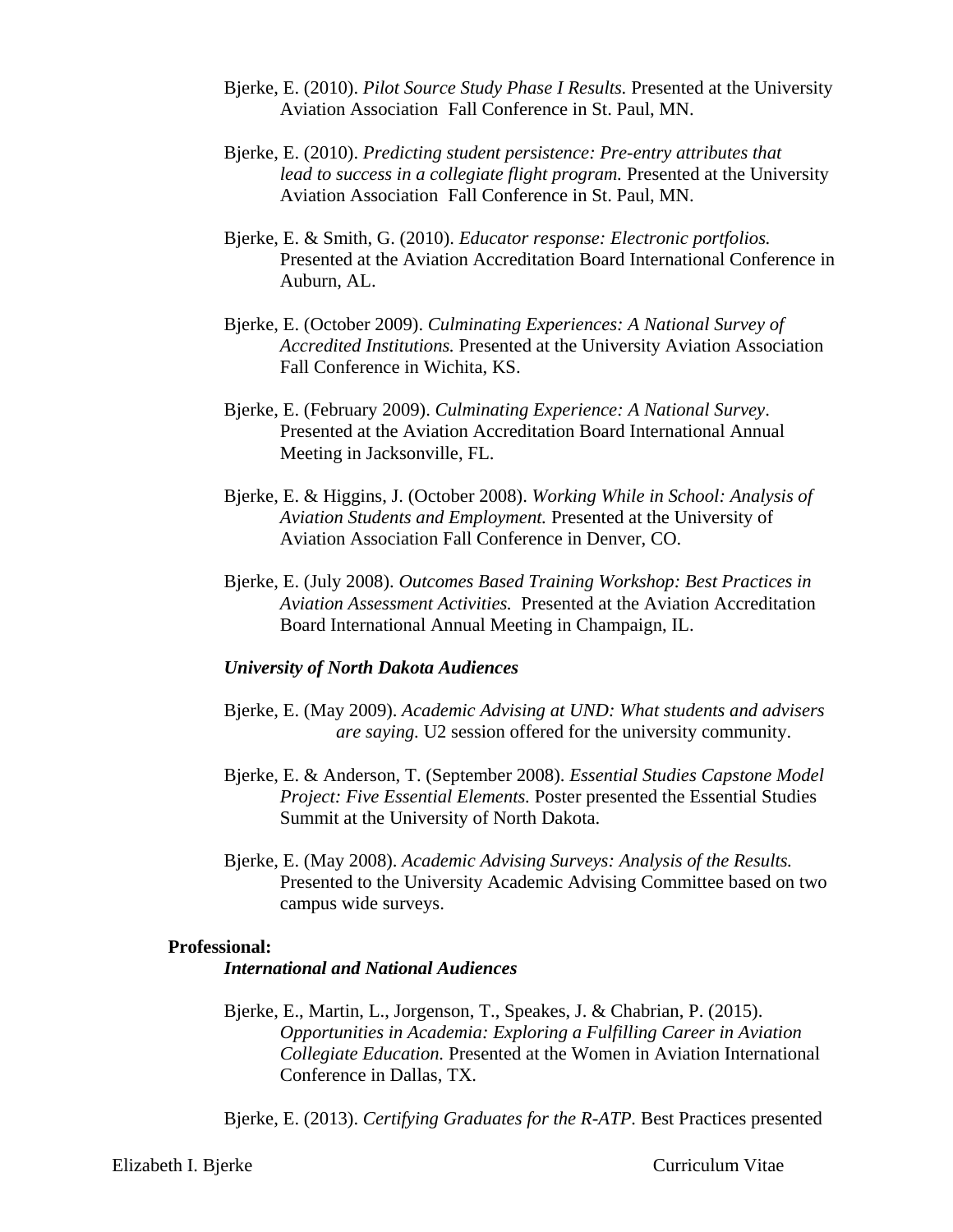Bjerke, E. (2010). *Pilot Source Study Phase I Results.* Presented at the University Aviation Association Fall Conference in St. Paul, MN.

Bjerke, E. (2010). *Predicting student persistence: Pre-entry attributes that lead to success in a collegiate flight program.* Presented at the University Aviation Association Fall Conference in St. Paul, MN.

Bjerke, E. & Smith, G. (2010). *Educator response: Electronic portfolios.* Presented at the Aviation Accreditation Board International Conference in Auburn, AL.

Bjerke, E. (October 2009). *Culminating Experiences: A National Survey of Accredited Institutions.* Presented at the University Aviation Association Fall Conference in Wichita, KS.

Bjerke, E. (February 2009). *Culminating Experience: A National Survey*. Presented at the Aviation Accreditation Board International Annual Meeting in Jacksonville, FL.

Bjerke, E. & Higgins, J. (October 2008). *Working While in School: Analysis of Aviation Students and Employment.* Presented at the University of Aviation Association Fall Conference in Denver, CO.

Bjerke, E. (July 2008). *Outcomes Based Training Workshop: Best Practices in Aviation Assessment Activities.* Presented at the Aviation Accreditation Board International Annual Meeting in Champaign, IL.

***University of North Dakota Audiences***

Bjerke, E. (May 2009). *Academic Advising at UND: What students and advisers are saying.* U2 session offered for the university community.

Bjerke, E. & Anderson, T. (September 2008). *Essential Studies Capstone Model Project: Five Essential Elements.* Poster presented the Essential Studies Summit at the University of North Dakota.

Bjerke, E. (May 2008). *Academic Advising Surveys: Analysis of the Results.* Presented to the University Academic Advising Committee based on two campus wide surveys.

**Professional:**

***International and National Audiences***

Bjerke, E., Martin, L., Jorgenson, T., Speakes, J. & Chabrian, P. (2015). *Opportunities in Academia: Exploring a Fulfilling Career in Aviation Collegiate Education.* Presented at the Women in Aviation International Conference in Dallas, TX.

Bjerke, E. (2013). *Certifying Graduates for the R-ATP.* Best Practices presented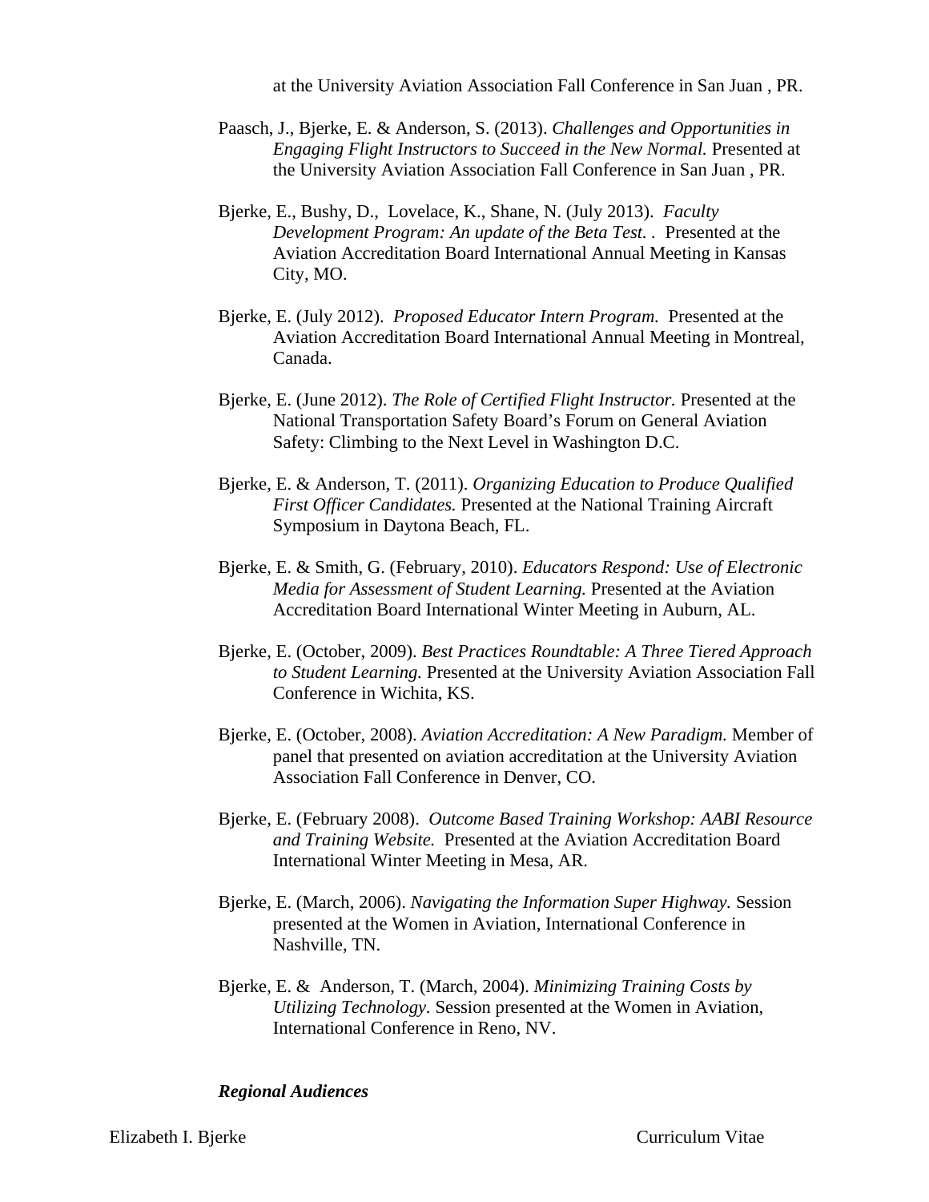at the University Aviation Association Fall Conference in San Juan , PR.

Paasch, J., Bjerke, E. & Anderson, S. (2013). *Challenges and Opportunities in Engaging Flight Instructors to Succeed in the New Normal.* Presented at the University Aviation Association Fall Conference in San Juan , PR.

Bjerke, E., Bushy, D., Lovelace, K., Shane, N. (July 2013). *Faculty Development Program: An update of the Beta Test.* . Presented at the Aviation Accreditation Board International Annual Meeting in Kansas City, MO.

Bjerke, E. (July 2012). *Proposed Educator Intern Program.* Presented at the Aviation Accreditation Board International Annual Meeting in Montreal, Canada.

Bjerke, E. (June 2012). *The Role of Certified Flight Instructor.* Presented at the National Transportation Safety Board's Forum on General Aviation Safety: Climbing to the Next Level in Washington D.C.

Bjerke, E. & Anderson, T. (2011). *Organizing Education to Produce Qualified First Officer Candidates.* Presented at the National Training Aircraft Symposium in Daytona Beach, FL.

Bjerke, E. & Smith, G. (February, 2010). *Educators Respond: Use of Electronic Media for Assessment of Student Learning.* Presented at the Aviation Accreditation Board International Winter Meeting in Auburn, AL.

Bjerke, E. (October, 2009). *Best Practices Roundtable: A Three Tiered Approach to Student Learning.* Presented at the University Aviation Association Fall Conference in Wichita, KS.

Bjerke, E. (October, 2008). *Aviation Accreditation: A New Paradigm.* Member of panel that presented on aviation accreditation at the University Aviation Association Fall Conference in Denver, CO.

Bjerke, E. (February 2008). *Outcome Based Training Workshop: AABI Resource and Training Website.* Presented at the Aviation Accreditation Board International Winter Meeting in Mesa, AR.

Bjerke, E. (March, 2006). *Navigating the Information Super Highway.* Session presented at the Women in Aviation, International Conference in Nashville, TN.

Bjerke, E. & Anderson, T. (March, 2004). *Minimizing Training Costs by Utilizing Technology.* Session presented at the Women in Aviation, International Conference in Reno, NV.

***Regional Audiences***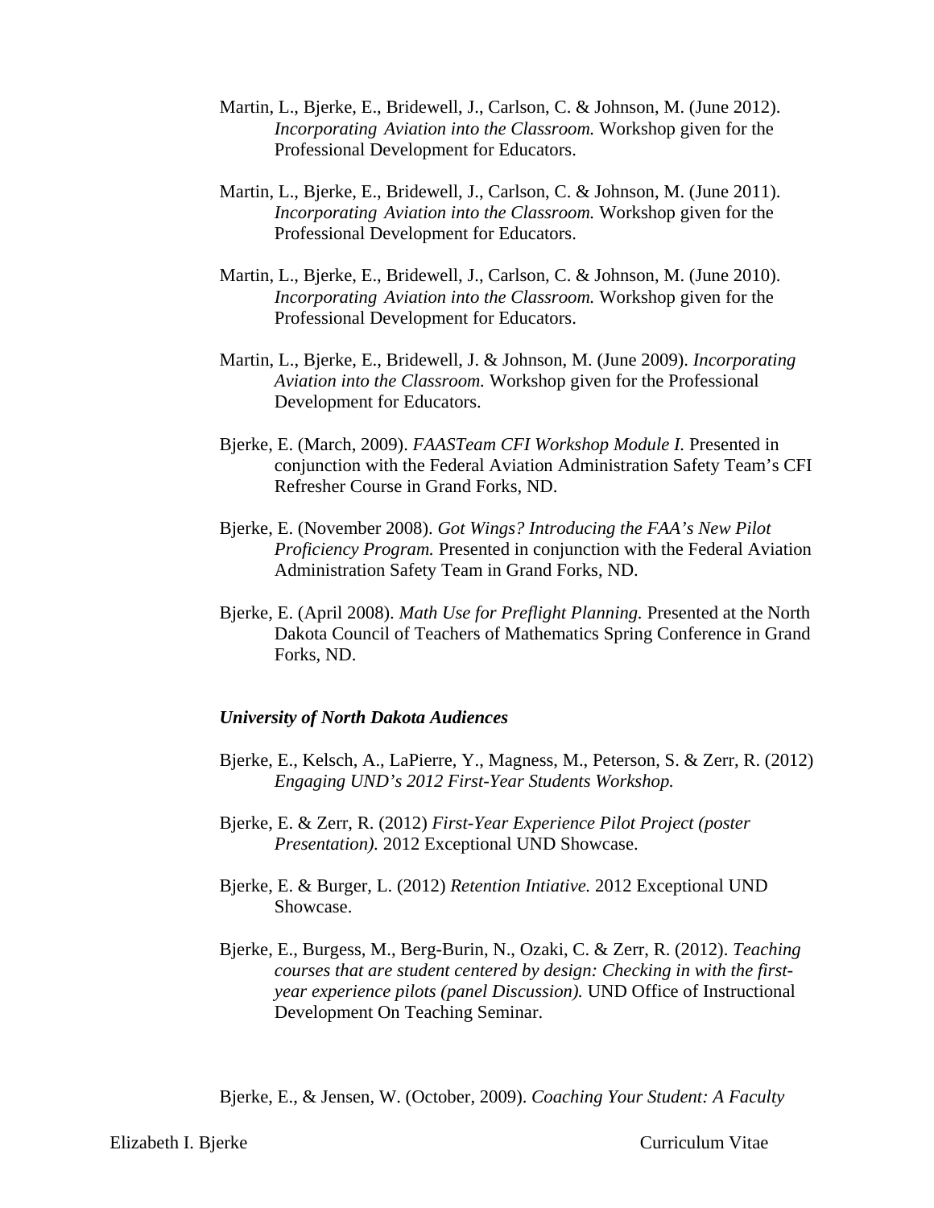Martin, L., Bjerke, E., Bridewell, J., Carlson, C. & Johnson, M. (June 2012). *Incorporating Aviation into the Classroom.* Workshop given for the Professional Development for Educators.

Martin, L., Bjerke, E., Bridewell, J., Carlson, C. & Johnson, M. (June 2011). *Incorporating Aviation into the Classroom.* Workshop given for the Professional Development for Educators.

Martin, L., Bjerke, E., Bridewell, J., Carlson, C. & Johnson, M. (June 2010). *Incorporating Aviation into the Classroom.* Workshop given for the Professional Development for Educators.

Martin, L., Bjerke, E., Bridewell, J. & Johnson, M. (June 2009). *Incorporating Aviation into the Classroom.* Workshop given for the Professional Development for Educators.

Bjerke, E. (March, 2009). *FAASTeam CFI Workshop Module I.* Presented in conjunction with the Federal Aviation Administration Safety Team's CFI Refresher Course in Grand Forks, ND.

Bjerke, E. (November 2008). *Got Wings? Introducing the FAA's New Pilot Proficiency Program.* Presented in conjunction with the Federal Aviation Administration Safety Team in Grand Forks, ND.

Bjerke, E. (April 2008). *Math Use for Preflight Planning.* Presented at the North Dakota Council of Teachers of Mathematics Spring Conference in Grand Forks, ND.

***University of North Dakota Audiences***

Bjerke, E., Kelsch, A., LaPierre, Y., Magness, M., Peterson, S. & Zerr, R. (2012) *Engaging UND's 2012 First-Year Students Workshop.*

Bjerke, E. & Zerr, R. (2012) *First-Year Experience Pilot Project (poster Presentation).* 2012 Exceptional UND Showcase.

Bjerke, E. & Burger, L. (2012) *Retention Intiative.* 2012 Exceptional UND Showcase.

Bjerke, E., Burgess, M., Berg-Burin, N., Ozaki, C. & Zerr, R. (2012). *Teaching courses that are student centered by design: Checking in with the first-year experience pilots (panel Discussion).* UND Office of Instructional Development On Teaching Seminar.

Bjerke, E., & Jensen, W. (October, 2009). *Coaching Your Student: A Faculty*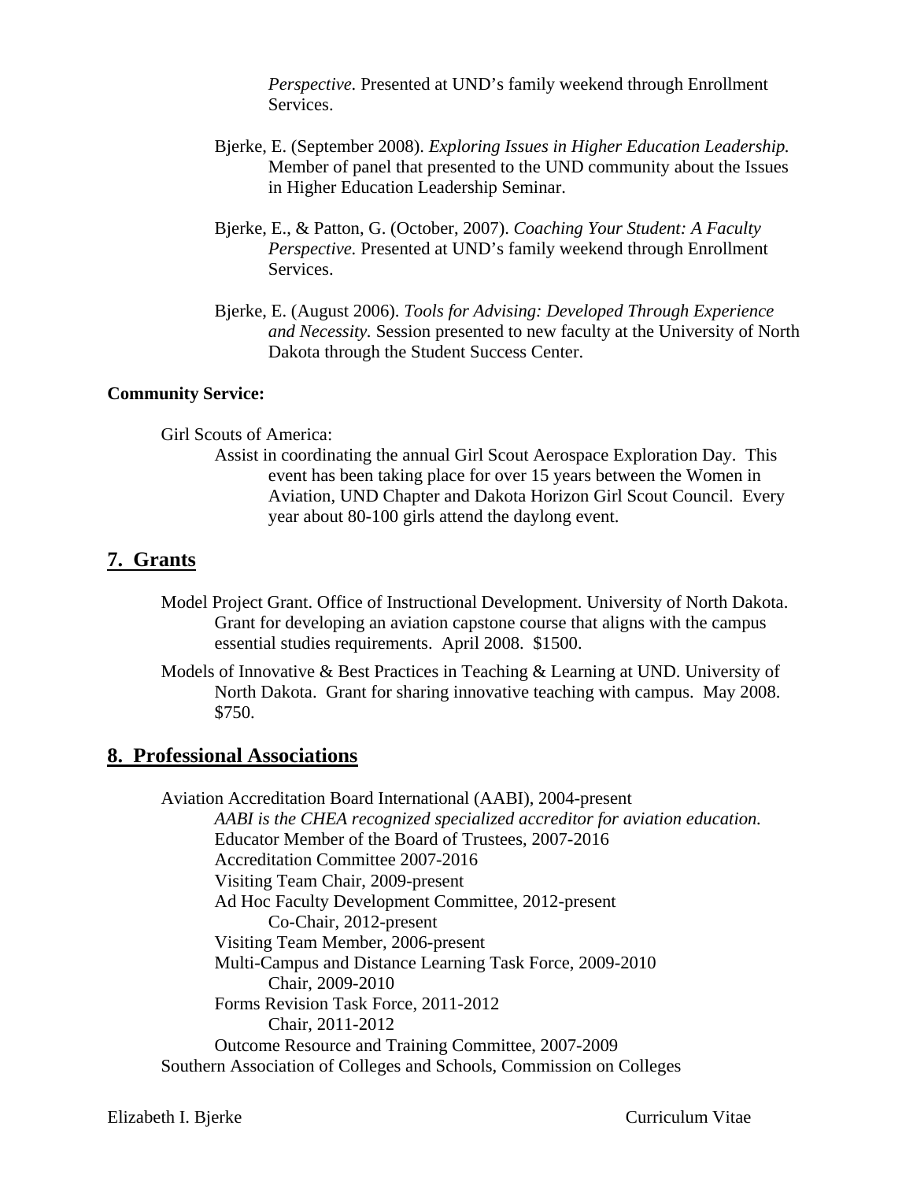*Perspective.* Presented at UND's family weekend through Enrollment Services.

Bjerke, E. (September 2008). *Exploring Issues in Higher Education Leadership.* Member of panel that presented to the UND community about the Issues in Higher Education Leadership Seminar.

Bjerke, E., & Patton, G. (October, 2007). *Coaching Your Student: A Faculty Perspective.* Presented at UND's family weekend through Enrollment Services.

Bjerke, E. (August 2006). *Tools for Advising: Developed Through Experience and Necessity.* Session presented to new faculty at the University of North Dakota through the Student Success Center.

**Community Service:**

Girl Scouts of America:

Assist in coordinating the annual Girl Scout Aerospace Exploration Day. This event has been taking place for over 15 years between the Women in Aviation, UND Chapter and Dakota Horizon Girl Scout Council. Every year about 80-100 girls attend the daylong event.

## 7. Grants

Model Project Grant. Office of Instructional Development. University of North Dakota. Grant for developing an aviation capstone course that aligns with the campus essential studies requirements. April 2008. $1500.

Models of Innovative & Best Practices in Teaching & Learning at UND. University of North Dakota. Grant for sharing innovative teaching with campus. May 2008. $750.

## 8. Professional Associations

Aviation Accreditation Board International (AABI), 2004-present

- *AABI is the CHEA recognized specialized accreditor for aviation education.*
- Educator Member of the Board of Trustees, 2007-2016
- Accreditation Committee 2007-2016
- Visiting Team Chair, 2009-present
- Ad Hoc Faculty Development Committee, 2012-present
  - Co-Chair, 2012-present
- Visiting Team Member, 2006-present
- Multi-Campus and Distance Learning Task Force, 2009-2010
  - Chair, 2009-2010
- Forms Revision Task Force, 2011-2012
  - Chair, 2011-2012
- Outcome Resource and Training Committee, 2007-2009

Southern Association of Colleges and Schools, Commission on Colleges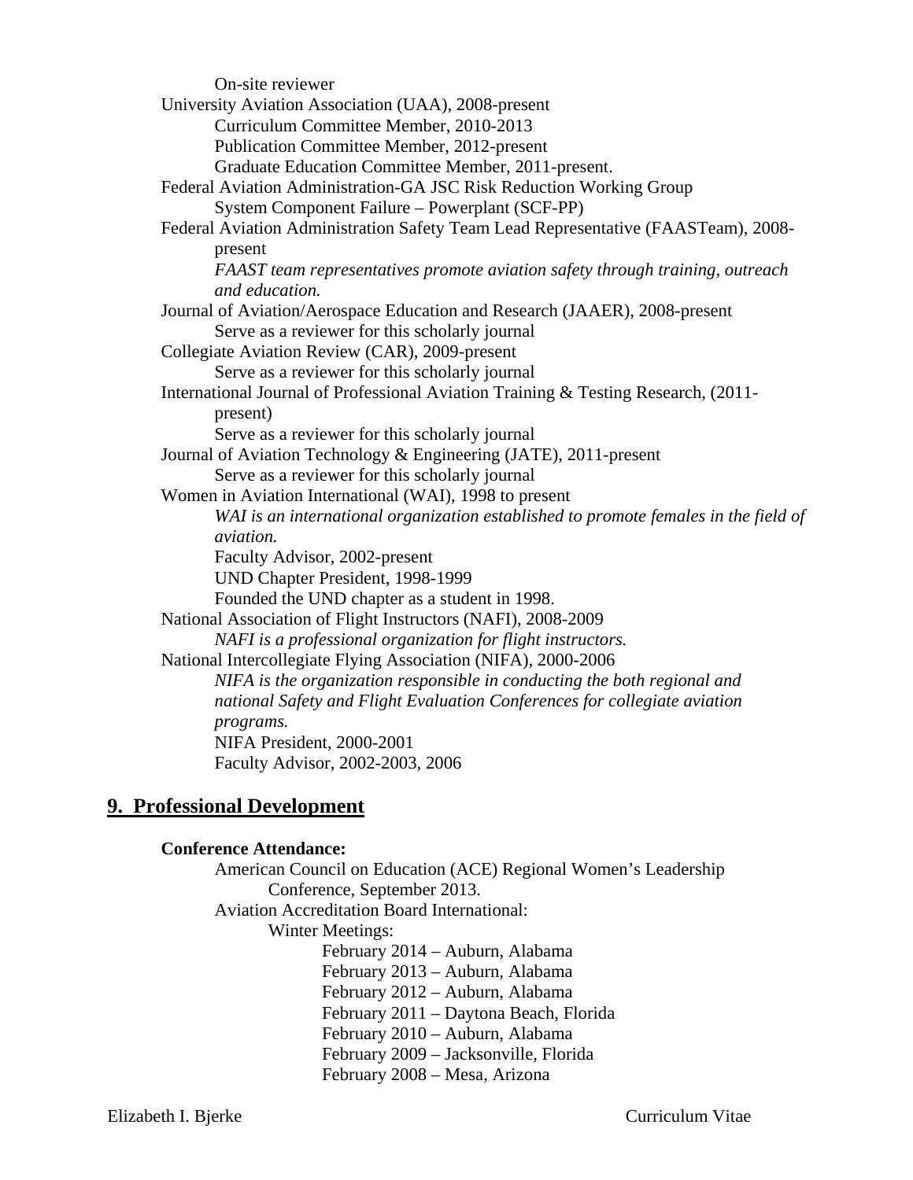On-site reviewer

University Aviation Association (UAA), 2008-present
- Curriculum Committee Member, 2010-2013
- Publication Committee Member, 2012-present
- Graduate Education Committee Member, 2011-present.

Federal Aviation Administration-GA JSC Risk Reduction Working Group
- System Component Failure – Powerplant (SCF-PP)

Federal Aviation Administration Safety Team Lead Representative (FAASTeam), 2008-present
- *FAAST team representatives promote aviation safety through training, outreach and education.*

Journal of Aviation/Aerospace Education and Research (JAAER), 2008-present
- Serve as a reviewer for this scholarly journal

Collegiate Aviation Review (CAR), 2009-present
- Serve as a reviewer for this scholarly journal

International Journal of Professional Aviation Training & Testing Research, (2011-present)
- Serve as a reviewer for this scholarly journal

Journal of Aviation Technology & Engineering (JATE), 2011-present
- Serve as a reviewer for this scholarly journal

Women in Aviation International (WAI), 1998 to present
- *WAI is an international organization established to promote females in the field of aviation.*
- Faculty Advisor, 2002-present
- UND Chapter President, 1998-1999
- Founded the UND chapter as a student in 1998.

National Association of Flight Instructors (NAFI), 2008-2009
- *NAFI is a professional organization for flight instructors.*

National Intercollegiate Flying Association (NIFA), 2000-2006
- *NIFA is the organization responsible in conducting the both regional and national Safety and Flight Evaluation Conferences for collegiate aviation programs.*
- NIFA President, 2000-2001
- Faculty Advisor, 2002-2003, 2006

## 9. Professional Development

**Conference Attendance:**

- American Council on Education (ACE) Regional Women's Leadership Conference, September 2013.
- Aviation Accreditation Board International:
  - Winter Meetings:
    - February 2014 – Auburn, Alabama
    - February 2013 – Auburn, Alabama
    - February 2012 – Auburn, Alabama
    - February 2011 – Daytona Beach, Florida
    - February 2010 – Auburn, Alabama
    - February 2009 – Jacksonville, Florida
    - February 2008 – Mesa, Arizona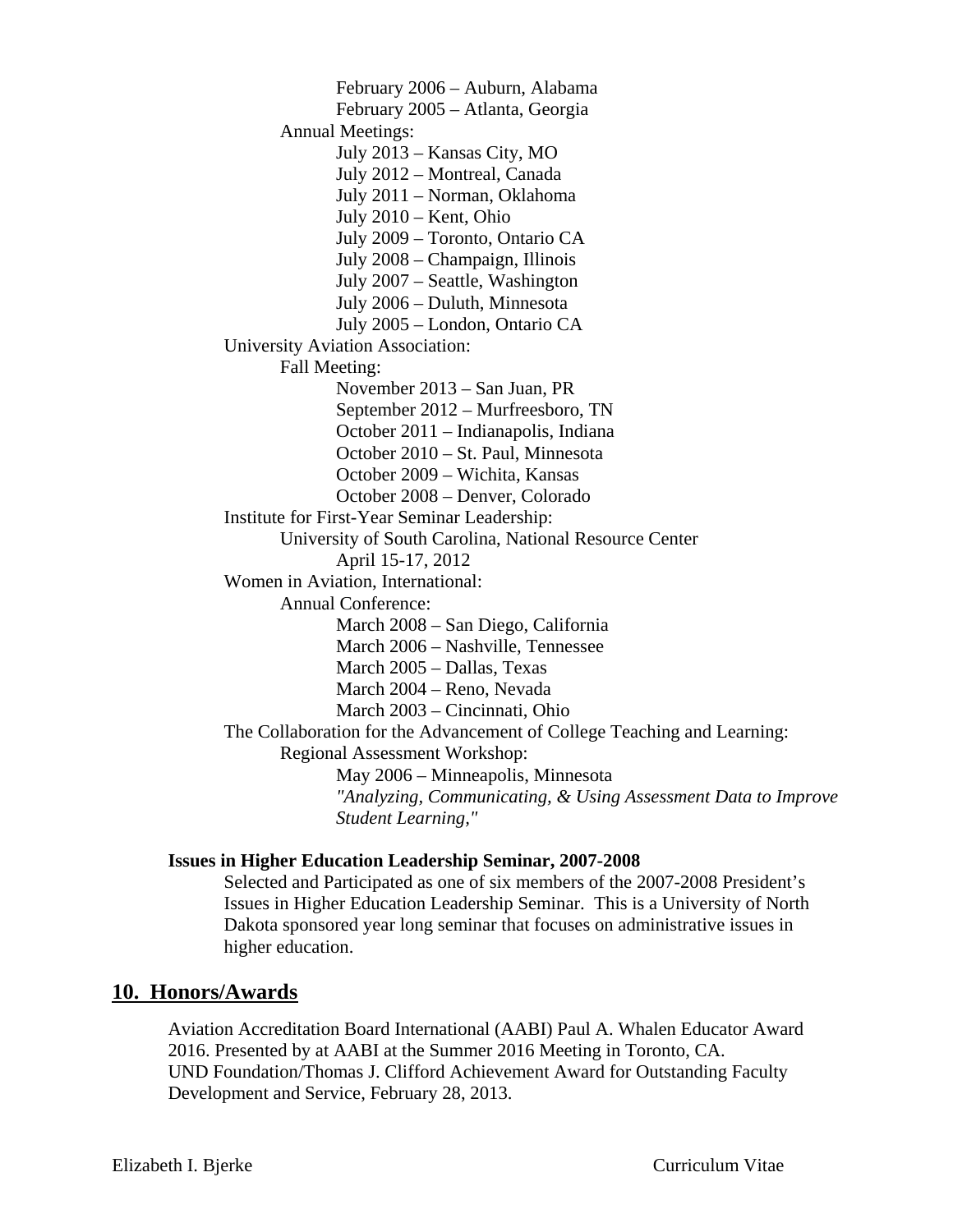February 2006 – Auburn, Alabama
February 2005 – Atlanta, Georgia

Annual Meetings:

July 2013 – Kansas City, MO
July 2012 – Montreal, Canada
July 2011 – Norman, Oklahoma
July 2010 – Kent, Ohio
July 2009 – Toronto, Ontario CA
July 2008 – Champaign, Illinois
July 2007 – Seattle, Washington
July 2006 – Duluth, Minnesota
July 2005 – London, Ontario CA

University Aviation Association:

Fall Meeting:

November 2013 – San Juan, PR
September 2012 – Murfreesboro, TN
October 2011 – Indianapolis, Indiana
October 2010 – St. Paul, Minnesota
October 2009 – Wichita, Kansas
October 2008 – Denver, Colorado

Institute for First-Year Seminar Leadership:

University of South Carolina, National Resource Center
April 15-17, 2012

Women in Aviation, International:

Annual Conference:

March 2008 – San Diego, California
March 2006 – Nashville, Tennessee
March 2005 – Dallas, Texas
March 2004 – Reno, Nevada
March 2003 – Cincinnati, Ohio

The Collaboration for the Advancement of College Teaching and Learning:

Regional Assessment Workshop:

May 2006 – Minneapolis, Minnesota
*"Analyzing, Communicating, & Using Assessment Data to Improve Student Learning,"*

**Issues in Higher Education Leadership Seminar, 2007-2008**

Selected and Participated as one of six members of the 2007-2008 President's Issues in Higher Education Leadership Seminar. This is a University of North Dakota sponsored year long seminar that focuses on administrative issues in higher education.

## 10. Honors/Awards

Aviation Accreditation Board International (AABI) Paul A. Whalen Educator Award 2016. Presented by at AABI at the Summer 2016 Meeting in Toronto, CA.
UND Foundation/Thomas J. Clifford Achievement Award for Outstanding Faculty Development and Service, February 28, 2013.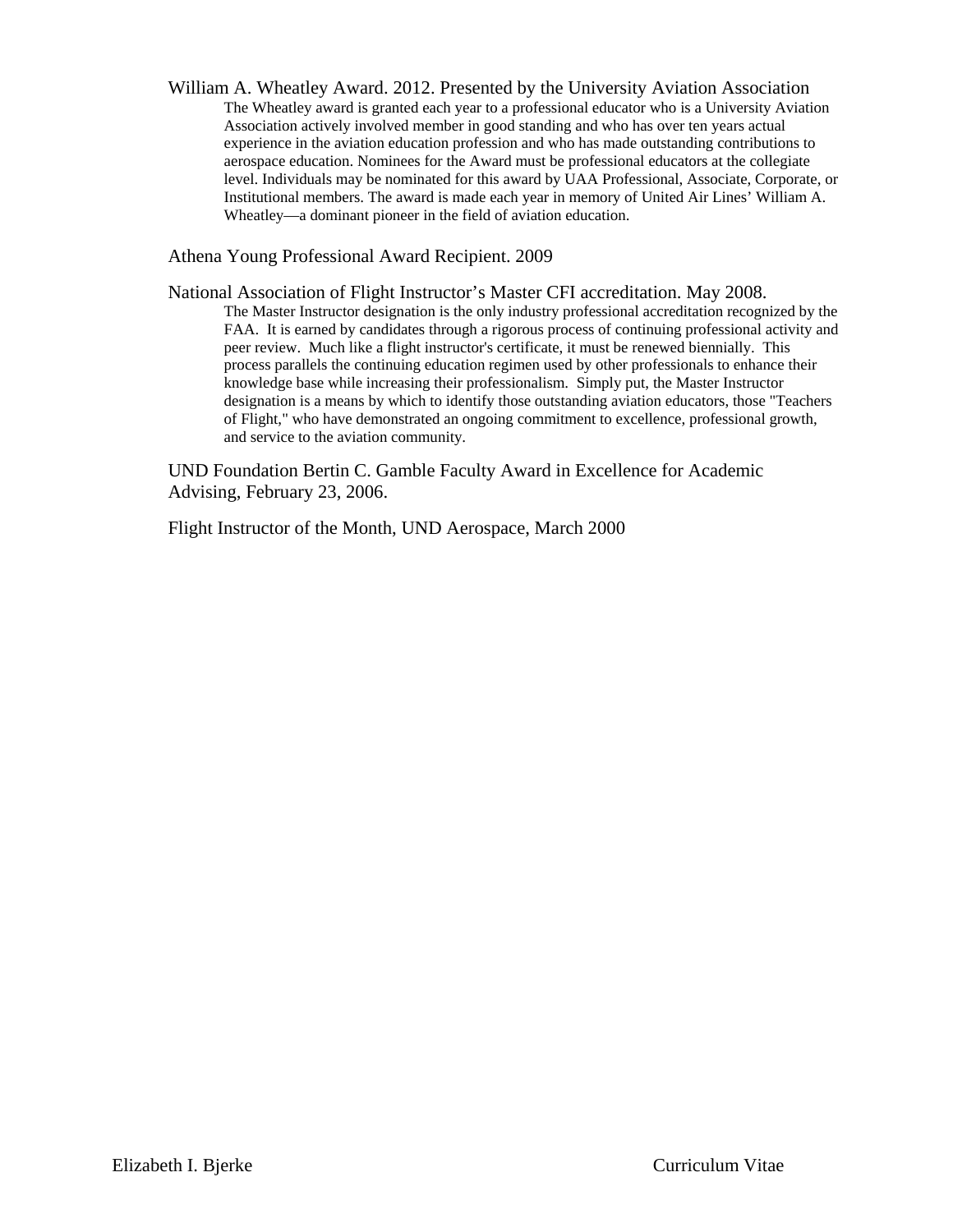William A. Wheatley Award. 2012. Presented by the University Aviation Association

> The Wheatley award is granted each year to a professional educator who is a University Aviation Association actively involved member in good standing and who has over ten years actual experience in the aviation education profession and who has made outstanding contributions to aerospace education. Nominees for the Award must be professional educators at the collegiate level. Individuals may be nominated for this award by UAA Professional, Associate, Corporate, or Institutional members. The award is made each year in memory of United Air Lines' William A. Wheatley—a dominant pioneer in the field of aviation education.

Athena Young Professional Award Recipient. 2009

National Association of Flight Instructor's Master CFI accreditation. May 2008.

> The Master Instructor designation is the only industry professional accreditation recognized by the FAA. It is earned by candidates through a rigorous process of continuing professional activity and peer review. Much like a flight instructor's certificate, it must be renewed biennially. This process parallels the continuing education regimen used by other professionals to enhance their knowledge base while increasing their professionalism. Simply put, the Master Instructor designation is a means by which to identify those outstanding aviation educators, those "Teachers of Flight," who have demonstrated an ongoing commitment to excellence, professional growth, and service to the aviation community.

UND Foundation Bertin C. Gamble Faculty Award in Excellence for Academic Advising, February 23, 2006.

Flight Instructor of the Month, UND Aerospace, March 2000